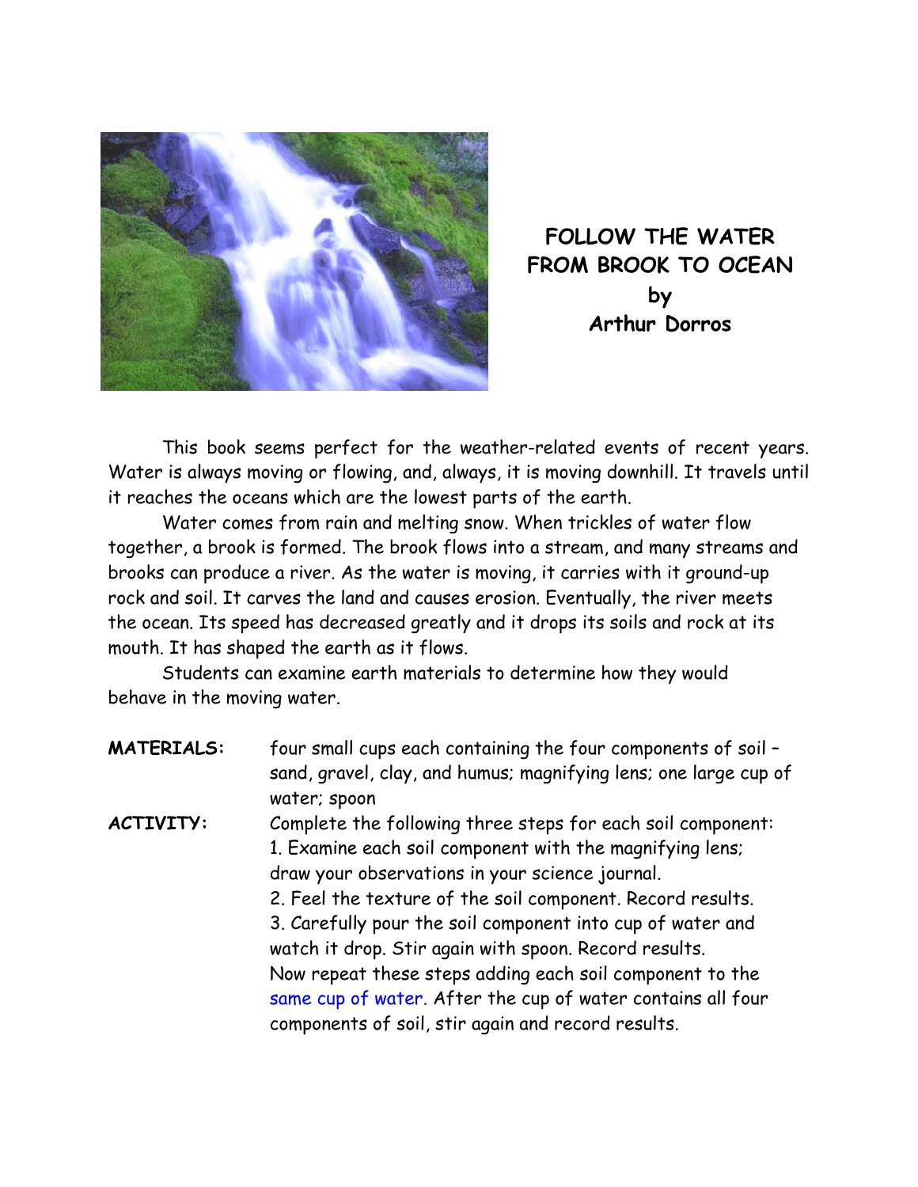# FOLLOW THE WATER FROM BROOK TO OCEAN

**by**

**Arthur Dorros**

This book seems perfect for the weather-related events of recent years. Water is always moving or flowing, and, always, it is moving downhill. It travels until it reaches the oceans which are the lowest parts of the earth.

Water comes from rain and melting snow. When trickles of water flow together, a brook is formed. The brook flows into a stream, and many streams and brooks can produce a river. As the water is moving, it carries with it ground-up rock and soil. It carves the land and causes erosion. Eventually, the river meets the ocean. Its speed has decreased greatly and it drops its soils and rock at its mouth. It has shaped the earth as it flows.

Students can examine earth materials to determine how they would behave in the moving water.

**MATERIALS:** four small cups each containing the four components of soil – sand, gravel, clay, and humus; magnifying lens; one large cup of water; spoon

**ACTIVITY:** Complete the following three steps for each soil component:

1. Examine each soil component with the magnifying lens; draw your observations in your science journal.
2. Feel the texture of the soil component. Record results.
3. Carefully pour the soil component into cup of water and watch it drop. Stir again with spoon. Record results.

Now repeat these steps adding each soil component to the same cup of water. After the cup of water contains all four components of soil, stir again and record results.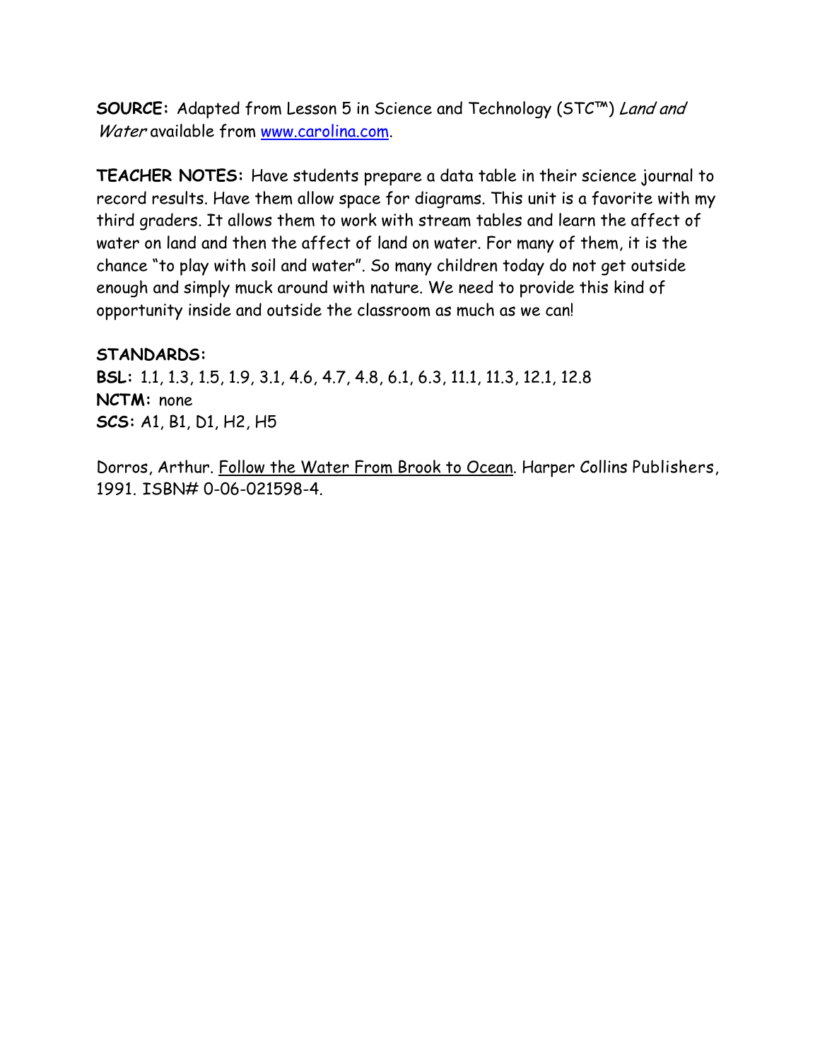**SOURCE:** Adapted from Lesson 5 in Science and Technology (STC™) *Land and Water* available from [www.carolina.com](http://www.carolina.com).

**TEACHER NOTES:** Have students prepare a data table in their science journal to record results. Have them allow space for diagrams. This unit is a favorite with my third graders. It allows them to work with stream tables and learn the affect of water on land and then the affect of land on water. For many of them, it is the chance "to play with soil and water". So many children today do not get outside enough and simply muck around with nature. We need to provide this kind of opportunity inside and outside the classroom as much as we can!

**STANDARDS:**
**BSL:** 1.1, 1.3, 1.5, 1.9, 3.1, 4.6, 4.7, 4.8, 6.1, 6.3, 11.1, 11.3, 12.1, 12.8
**NCTM:** none
**SCS:** A1, B1, D1, H2, H5

Dorros, Arthur. Follow the Water From Brook to Ocean. Harper Collins Publishers, 1991. ISBN# 0-06-021598-4.